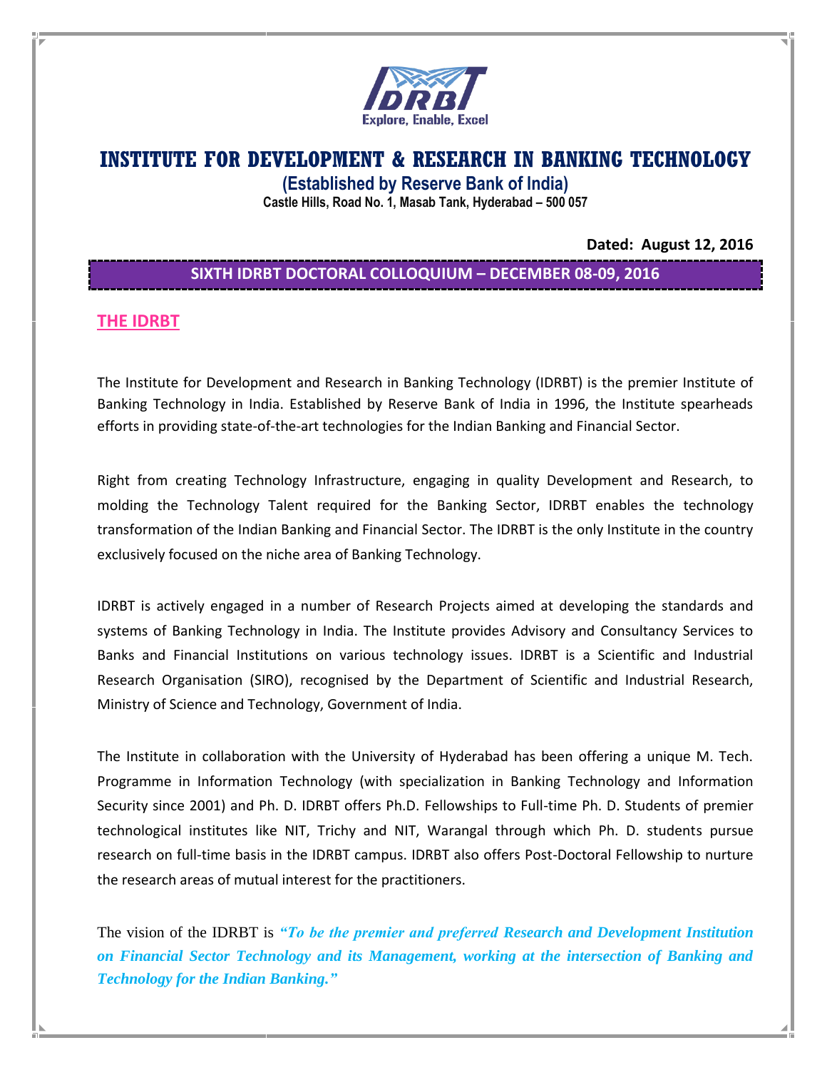# INSTITUTE FOR DEVELOPMENT & RESEARCH IN BANKING TECHNOLOGY

**(Established by Reserve Bank of India)**

**Castle Hills, Road No. 1, Masab Tank, Hyderabad – 500 057**

**Dated: August 12, 2016**

## SIXTH IDRBT DOCTORAL COLLOQUIUM – DECEMBER 08-09, 2016

## THE IDRBT

The Institute for Development and Research in Banking Technology (IDRBT) is the premier Institute of Banking Technology in India. Established by Reserve Bank of India in 1996, the Institute spearheads efforts in providing state-of-the-art technologies for the Indian Banking and Financial Sector.

Right from creating Technology Infrastructure, engaging in quality Development and Research, to molding the Technology Talent required for the Banking Sector, IDRBT enables the technology transformation of the Indian Banking and Financial Sector. The IDRBT is the only Institute in the country exclusively focused on the niche area of Banking Technology.

IDRBT is actively engaged in a number of Research Projects aimed at developing the standards and systems of Banking Technology in India. The Institute provides Advisory and Consultancy Services to Banks and Financial Institutions on various technology issues. IDRBT is a Scientific and Industrial Research Organisation (SIRO), recognised by the Department of Scientific and Industrial Research, Ministry of Science and Technology, Government of India.

The Institute in collaboration with the University of Hyderabad has been offering a unique M. Tech. Programme in Information Technology (with specialization in Banking Technology and Information Security since 2001) and Ph. D. IDRBT offers Ph.D. Fellowships to Full-time Ph. D. Students of premier technological institutes like NIT, Trichy and NIT, Warangal through which Ph. D. students pursue research on full-time basis in the IDRBT campus. IDRBT also offers Post-Doctoral Fellowship to nurture the research areas of mutual interest for the practitioners.

The vision of the IDRBT is ***"To be the premier and preferred Research and Development Institution on Financial Sector Technology and its Management, working at the intersection of Banking and Technology for the Indian Banking."***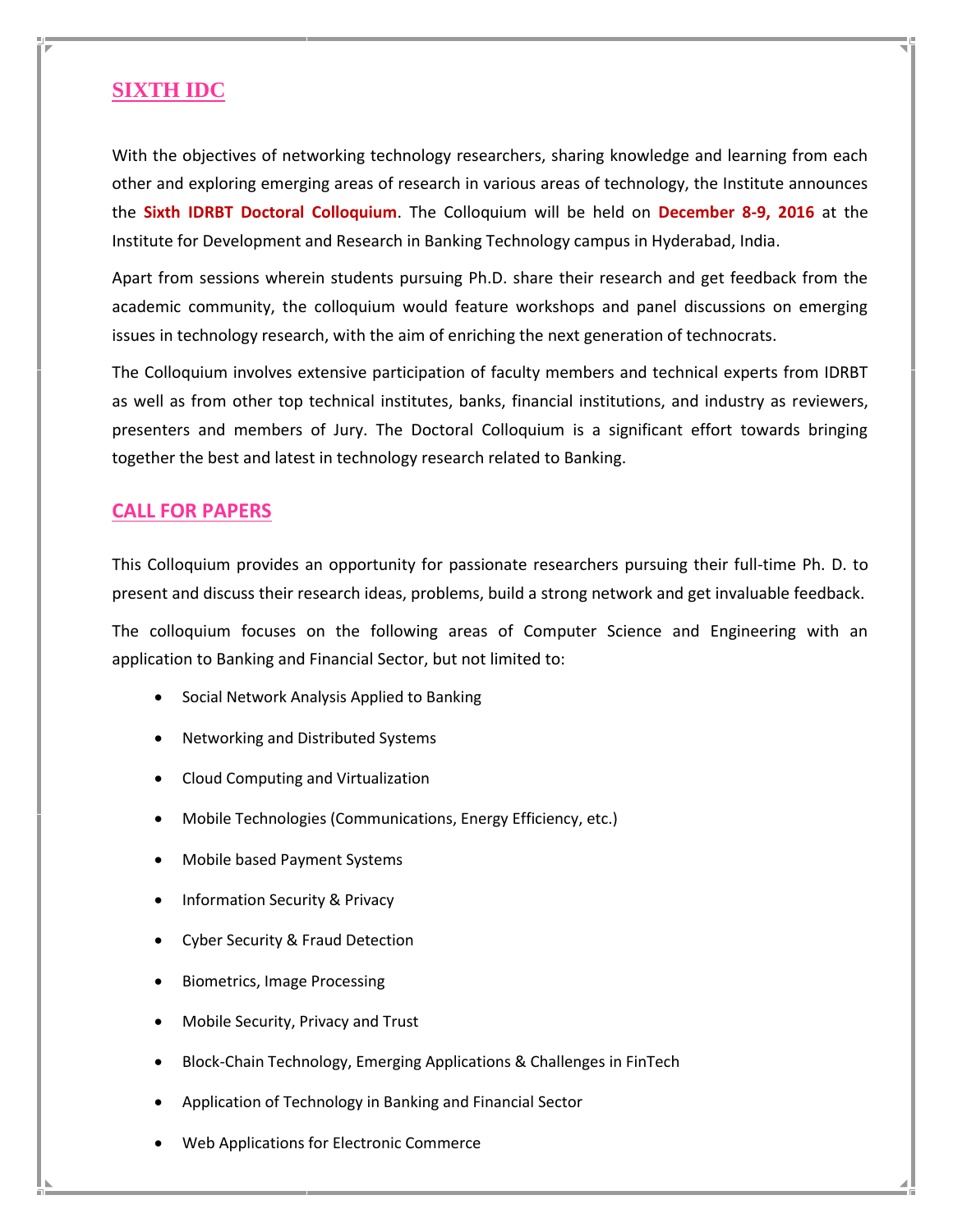## SIXTH IDC

With the objectives of networking technology researchers, sharing knowledge and learning from each other and exploring emerging areas of research in various areas of technology, the Institute announces the **Sixth IDRBT Doctoral Colloquium**. The Colloquium will be held on **December 8-9, 2016** at the Institute for Development and Research in Banking Technology campus in Hyderabad, India.

Apart from sessions wherein students pursuing Ph.D. share their research and get feedback from the academic community, the colloquium would feature workshops and panel discussions on emerging issues in technology research, with the aim of enriching the next generation of technocrats.

The Colloquium involves extensive participation of faculty members and technical experts from IDRBT as well as from other top technical institutes, banks, financial institutions, and industry as reviewers, presenters and members of Jury. The Doctoral Colloquium is a significant effort towards bringing together the best and latest in technology research related to Banking.

## CALL FOR PAPERS

This Colloquium provides an opportunity for passionate researchers pursuing their full-time Ph. D. to present and discuss their research ideas, problems, build a strong network and get invaluable feedback.

The colloquium focuses on the following areas of Computer Science and Engineering with an application to Banking and Financial Sector, but not limited to:

- Social Network Analysis Applied to Banking
- Networking and Distributed Systems
- Cloud Computing and Virtualization
- Mobile Technologies (Communications, Energy Efficiency, etc.)
- Mobile based Payment Systems
- Information Security & Privacy
- Cyber Security & Fraud Detection
- Biometrics, Image Processing
- Mobile Security, Privacy and Trust
- Block-Chain Technology, Emerging Applications & Challenges in FinTech
- Application of Technology in Banking and Financial Sector
- Web Applications for Electronic Commerce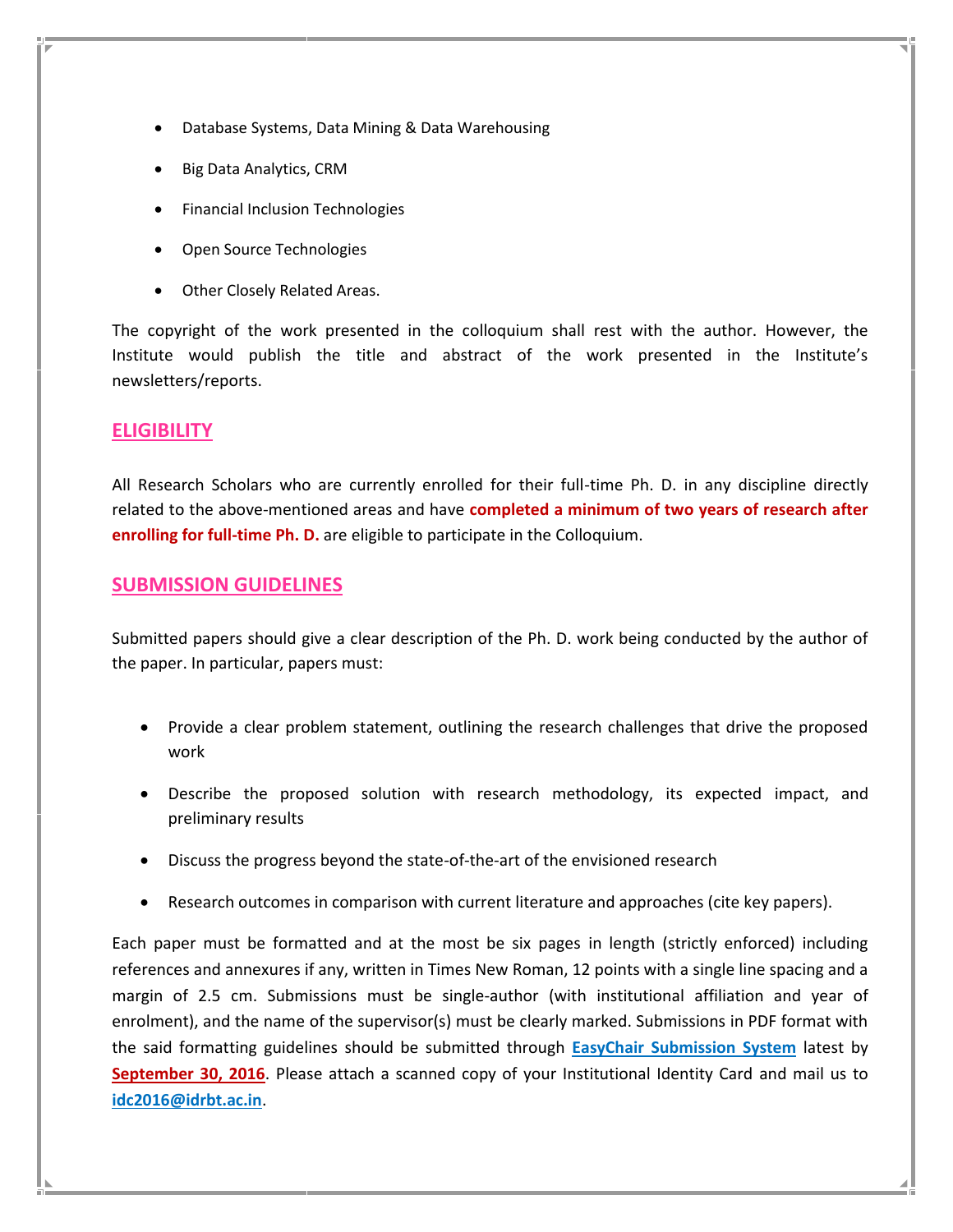- Database Systems, Data Mining & Data Warehousing
- Big Data Analytics, CRM
- Financial Inclusion Technologies
- Open Source Technologies
- Other Closely Related Areas.

The copyright of the work presented in the colloquium shall rest with the author. However, the Institute would publish the title and abstract of the work presented in the Institute's newsletters/reports.

## ELIGIBILITY

All Research Scholars who are currently enrolled for their full-time Ph. D. in any discipline directly related to the above-mentioned areas and have **completed a minimum of two years of research after enrolling for full-time Ph. D.** are eligible to participate in the Colloquium.

## SUBMISSION GUIDELINES

Submitted papers should give a clear description of the Ph. D. work being conducted by the author of the paper. In particular, papers must:

- Provide a clear problem statement, outlining the research challenges that drive the proposed work
- Describe the proposed solution with research methodology, its expected impact, and preliminary results
- Discuss the progress beyond the state-of-the-art of the envisioned research
- Research outcomes in comparison with current literature and approaches (cite key papers).

Each paper must be formatted and at the most be six pages in length (strictly enforced) including references and annexures if any, written in Times New Roman, 12 points with a single line spacing and a margin of 2.5 cm. Submissions must be single-author (with institutional affiliation and year of enrolment), and the name of the supervisor(s) must be clearly marked. Submissions in PDF format with the said formatting guidelines should be submitted through **EasyChair Submission System** latest by **September 30, 2016**. Please attach a scanned copy of your Institutional Identity Card and mail us to **idc2016@idrbt.ac.in**.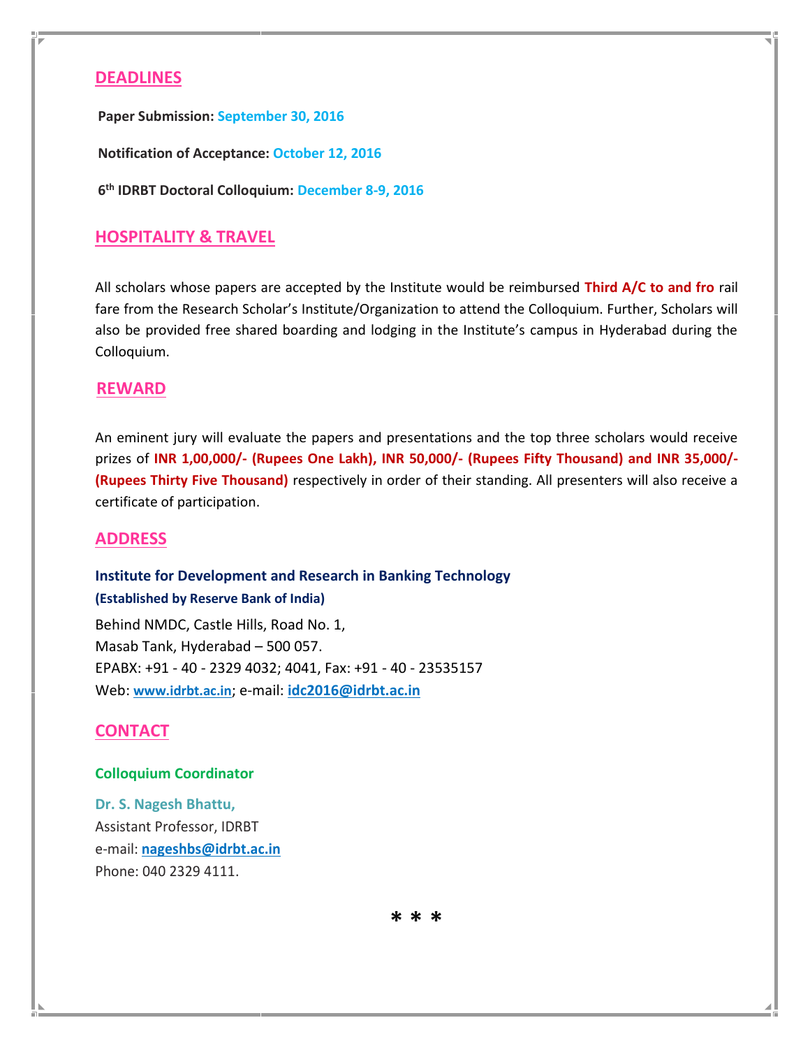## DEADLINES

**Paper Submission:** **September 30, 2016**

**Notification of Acceptance:** **October 12, 2016**

**6th IDRBT Doctoral Colloquium:** **December 8-9, 2016**

## HOSPITALITY & TRAVEL

All scholars whose papers are accepted by the Institute would be reimbursed **Third A/C to and fro** rail fare from the Research Scholar's Institute/Organization to attend the Colloquium. Further, Scholars will also be provided free shared boarding and lodging in the Institute's campus in Hyderabad during the Colloquium.

## REWARD

An eminent jury will evaluate the papers and presentations and the top three scholars would receive prizes of **INR 1,00,000/- (Rupees One Lakh), INR 50,000/- (Rupees Fifty Thousand) and INR 35,000/- (Rupees Thirty Five Thousand)** respectively in order of their standing. All presenters will also receive a certificate of participation.

## ADDRESS

**Institute for Development and Research in Banking Technology**
**(Established by Reserve Bank of India)**

Behind NMDC, Castle Hills, Road No. 1,
Masab Tank, Hyderabad – 500 057.
EPABX: +91 - 40 - 2329 4032; 4041, Fax: +91 - 40 - 23535157
Web: **www.idrbt.ac.in**; e-mail: **idc2016@idrbt.ac.in**

## CONTACT

**Colloquium Coordinator**

**Dr. S. Nagesh Bhattu,**
Assistant Professor, IDRBT
e-mail: **nageshbs@idrbt.ac.in**
Phone: 040 2329 4111.

* * *